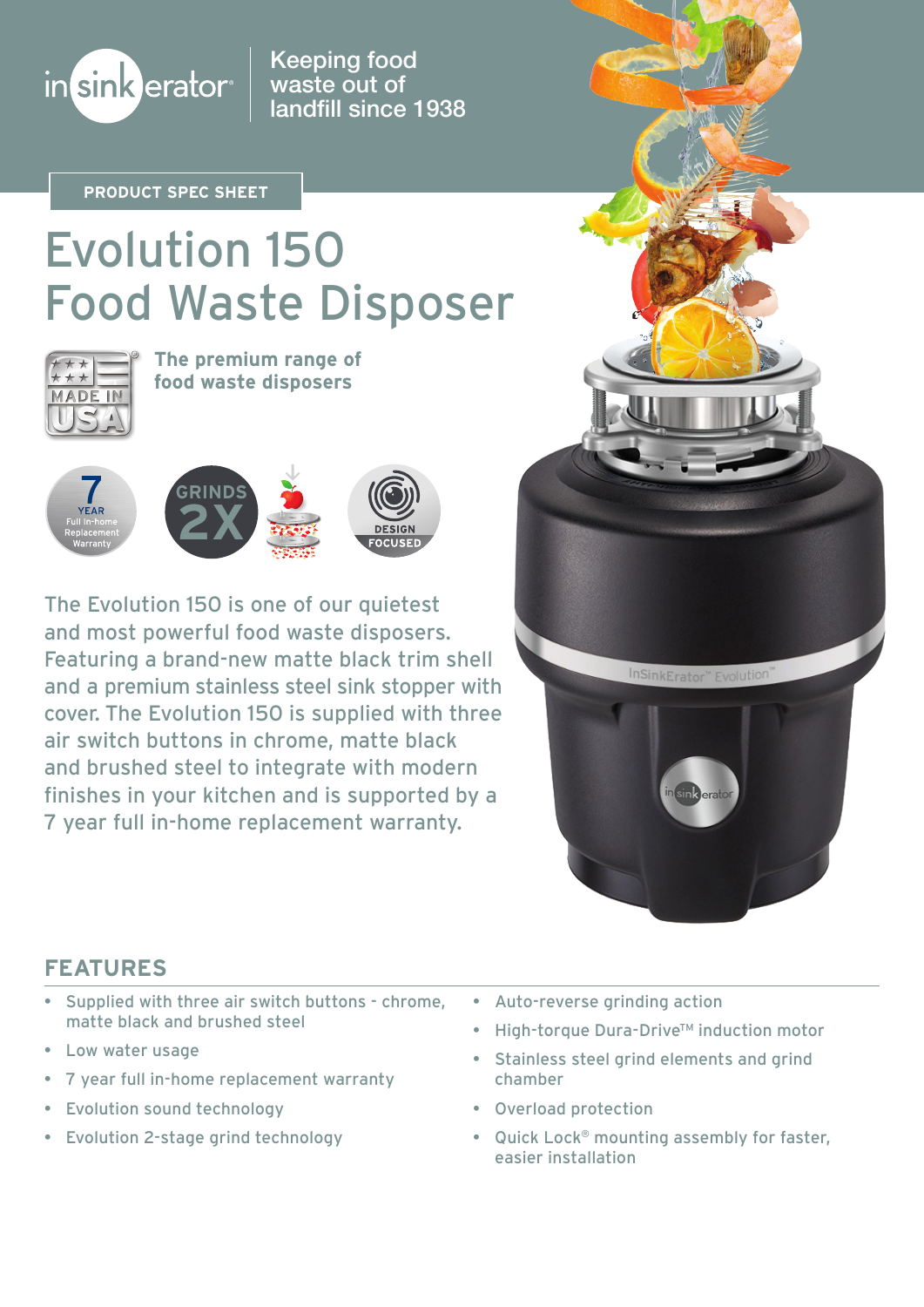insinkerator®

Keeping food waste out of landfill since 1938

PRODUCT SPEC SHEET

# Evolution 150 Food Waste Disposer

MADE IN USA

**The premium range of food waste disposers**

7 YEAR Full in-home Replacement Warranty

GRINDS 2X

DESIGN FOCUSED

The Evolution 150 is one of our quietest and most powerful food waste disposers. Featuring a brand-new matte black trim shell and a premium stainless steel sink stopper with cover. The Evolution 150 is supplied with three air switch buttons in chrome, matte black and brushed steel to integrate with modern finishes in your kitchen and is supported by a 7 year full in-home replacement warranty.

## FEATURES

- Supplied with three air switch buttons - chrome, matte black and brushed steel
- Low water usage
- 7 year full in-home replacement warranty
- Evolution sound technology
- Evolution 2-stage grind technology
- Auto-reverse grinding action
- High-torque Dura-Drive™ induction motor
- Stainless steel grind elements and grind chamber
- Overload protection
- Quick Lock® mounting assembly for faster, easier installation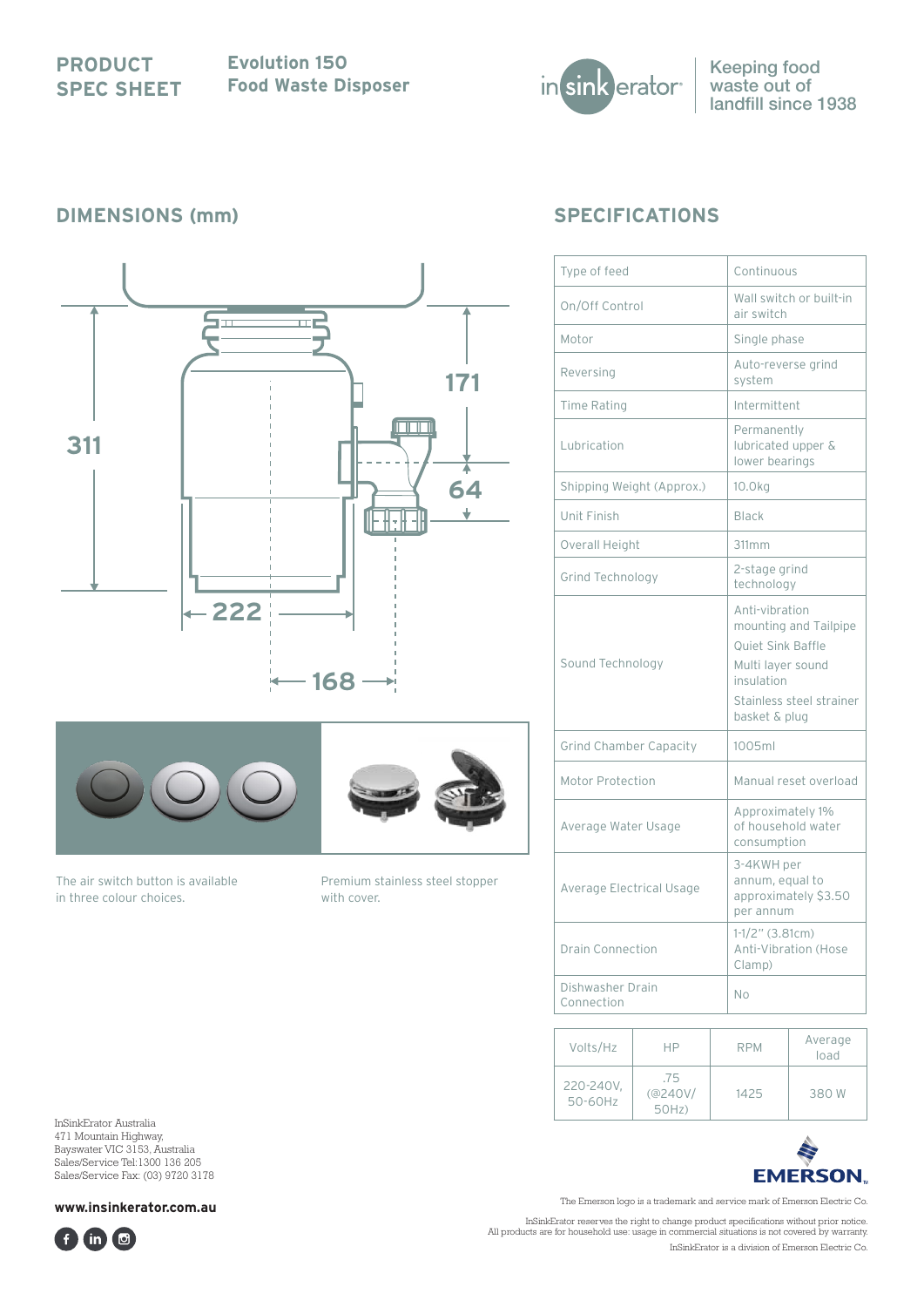**PRODUCT SPEC SHEET**

**Evolution 150 Food Waste Disposer**

Keeping food waste out of landfill since 1938

## DIMENSIONS (mm)

311

171

64

222

168

The air switch button is available in three colour choices.

Premium stainless steel stopper with cover.

## SPECIFICATIONS

| | |
|---|---|
| Type of feed | Continuous |
| On/Off Control | Wall switch or built-in air switch |
| Motor | Single phase |
| Reversing | Auto-reverse grind system |
| Time Rating | Intermittent |
| Lubrication | Permanently lubricated upper & lower bearings |
| Shipping Weight (Approx.) | 10.0kg |
| Unit Finish | Black |
| Overall Height | 311mm |
| Grind Technology | 2-stage grind technology |
| Sound Technology | Anti-vibration mounting and Tailpipe<br>Quiet Sink Baffle<br>Multi layer sound insulation<br>Stainless steel strainer basket & plug |
| Grind Chamber Capacity | 1005ml |
| Motor Protection | Manual reset overload |
| Average Water Usage | Approximately 1% of household water consumption |
| Average Electrical Usage | 3-4KWH per annum, equal to approximately $3.50 per annum |
| Drain Connection | 1-1/2" (3.81cm) Anti-Vibration (Hose Clamp) |
| Dishwasher Drain Connection | No |

| Volts/Hz | HP | RPM | Average load |
|---|---|---|---|
| 220-240V, 50-60Hz | .75 (@240V/50Hz) | 1425 | 380 W |

InSinkErator Australia
471 Mountain Highway,
Bayswater VIC 3153, Australia
Sales/Service Tel: 1300 136 205
Sales/Service Fax: (03) 9720 3178

**www.insinkerator.com.au**

The Emerson logo is a trademark and service mark of Emerson Electric Co.

InSinkErator reserves the right to change product specifications without prior notice.
All products are for household use: usage in commercial situations is not covered by warranty.

InSinkErator is a division of Emerson Electric Co.